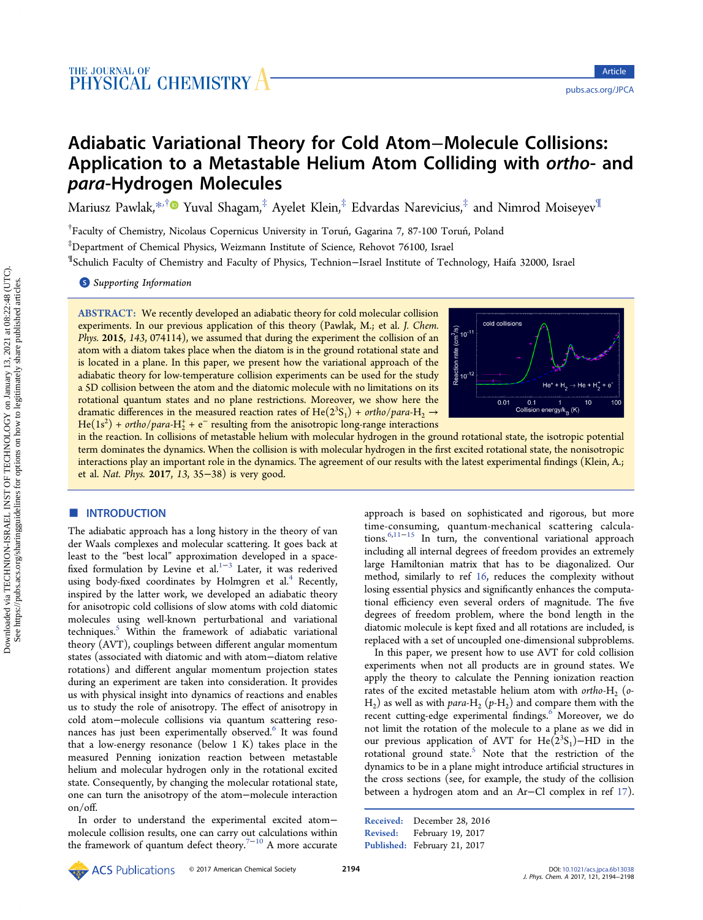# Adiabatic Variational Theory for Cold Atom–Molecule Collisions: Application to a Metastable Helium Atom Colliding with *ortho*- and *para*-Hydrogen Molecules

Mariusz Pawlak,[*,†] Yuval Shagam,[‡] Ayelet Klein,[‡] Edvardas Narevicius,[‡] and Nimrod Moiseyev[¶]

[†]Faculty of Chemistry, Nicolaus Copernicus University in Toruń, Gagarina 7, 87-100 Toruń, Poland

[‡]Department of Chemical Physics, Weizmann Institute of Science, Rehovot 76100, Israel

[¶]Schulich Faculty of Chemistry and Faculty of Physics, Technion–Israel Institute of Technology, Haifa 32000, Israel

Supporting Information

**ABSTRACT:** We recently developed an adiabatic theory for cold molecular collision experiments. In our previous application of this theory (Pawlak, M.; et al. *J. Chem. Phys.* **2015**, *143*, 074114), we assumed that during the experiment the collision of an atom with a diatom takes place when the diatom is in the ground rotational state and is located in a plane. In this paper, we present how the variational approach of the adiabatic theory for low-temperature collision experiments can be used for the study a 5D collision between the atom and the diatomic molecule with no limitations on its rotational quantum states and no plane restrictions. Moreover, we show here the dramatic differences in the measured reaction rates of $He(2^3S_1)$ + *ortho*/*para*-$H_2$ → $He(1s^2)$ + *ortho*/*para*-$H_2^+$ + $e^-$ resulting from the anisotropic long-range interactions in the reaction. In collisions of metastable helium with molecular hydrogen in the ground rotational state, the isotropic potential term dominates the dynamics. When the collision is with molecular hydrogen in the first excited rotational state, the nonisotropic interactions play an important role in the dynamics. The agreement of our results with the latest experimental findings (Klein, A.; et al. *Nat. Phys.* **2017**, *13*, 35–38) is very good.

## INTRODUCTION

The adiabatic approach has a long history in the theory of van der Waals complexes and molecular scattering. It goes back at least to the "best local" approximation developed in a space-fixed formulation by Levine et al.[1–3] Later, it was rederived using body-fixed coordinates by Holmgren et al.[4] Recently, inspired by the latter work, we developed an adiabatic theory for anisotropic cold collisions of slow atoms with cold diatomic molecules using well-known perturbational and variational techniques.[5] Within the framework of adiabatic variational theory (AVT), couplings between different angular momentum states (associated with diatomic and with atom–diatom relative rotations) and different angular momentum projection states during an experiment are taken into consideration. It provides us with physical insight into dynamics of reactions and enables us to study the role of anisotropy. The effect of anisotropy in cold atom–molecule collisions via quantum scattering resonances has just been experimentally observed.[6] It was found that a low-energy resonance (below 1 K) takes place in the measured Penning ionization reaction between metastable helium and molecular hydrogen only in the rotational excited state. Consequently, by changing the molecular rotational state, one can turn the anisotropy of the atom–molecule interaction on/off.

In order to understand the experimental excited atom–molecule collision results, one can carry out calculations within the framework of quantum defect theory.[7–10] A more accurate approach is based on sophisticated and rigorous, but more time-consuming, quantum-mechanical scattering calculations.[6,11–15] In turn, the conventional variational approach including all internal degrees of freedom provides an extremely large Hamiltonian matrix that has to be diagonalized. Our method, similarly to ref 16, reduces the complexity without losing essential physics and significantly enhances the computational efficiency even several orders of magnitude. The five degrees of freedom problem, where the bond length in the diatomic molecule is kept fixed and all rotations are included, is replaced with a set of uncoupled one-dimensional subproblems.

In this paper, we present how to use AVT for cold collision experiments when not all products are in ground states. We apply the theory to calculate the Penning ionization reaction rates of the excited metastable helium atom with *ortho*-$H_2$ (*o*-$H_2$) as well as with *para*-$H_2$ (*p*-$H_2$) and compare them with the recent cutting-edge experimental findings.[6] Moreover, we do not limit the rotation of the molecule to a plane as we did in our previous application of AVT for $He(2^3S_1)$–HD in the rotational ground state.[5] Note that the restriction of the dynamics to be in a plane might introduce artificial structures in the cross sections (see, for example, the study of the collision between a hydrogen atom and an Ar–Cl complex in ref 17).

Received: December 28, 2016
Revised: February 19, 2017
Published: February 21, 2017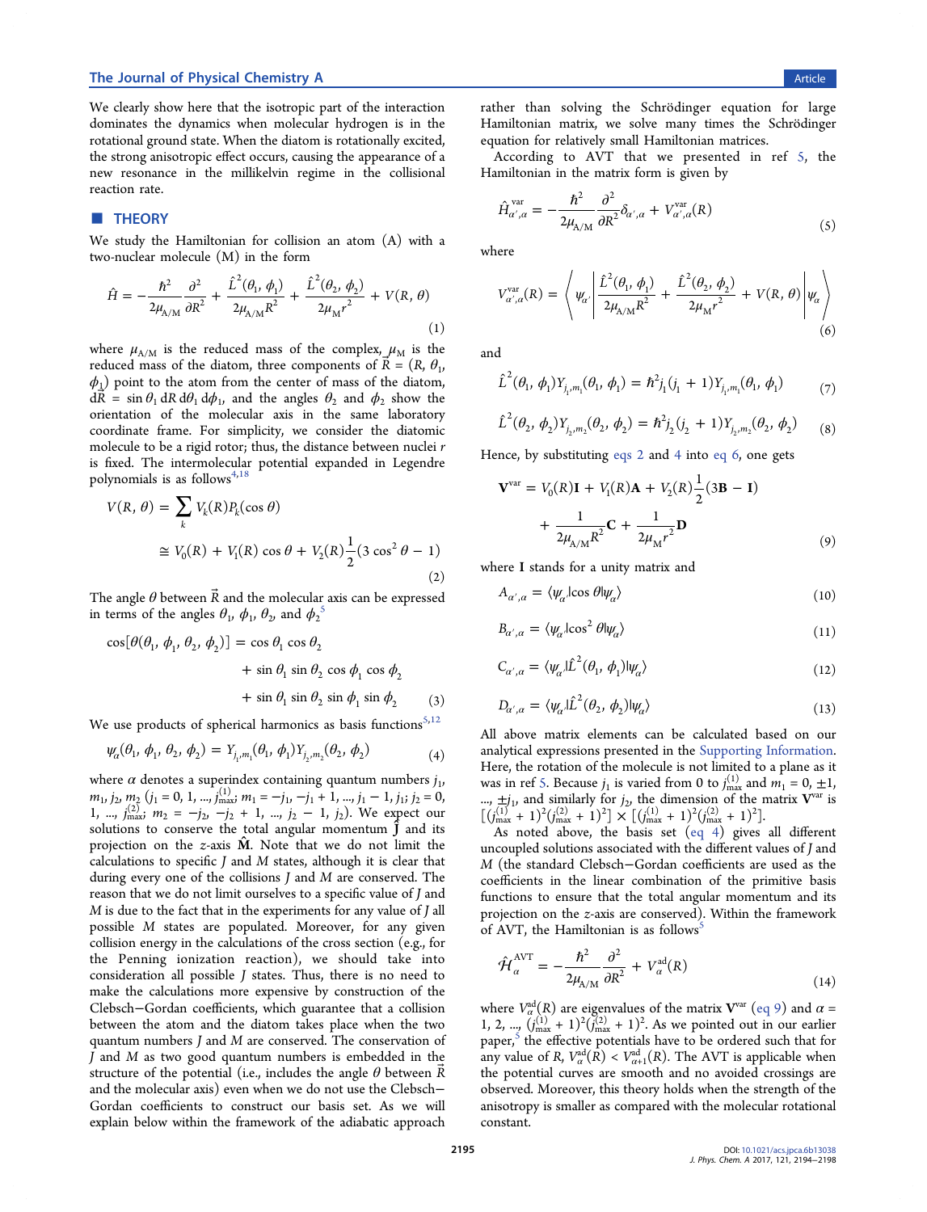We clearly show here that the isotropic part of the interaction dominates the dynamics when molecular hydrogen is in the rotational ground state. When the diatom is rotationally excited, the strong anisotropic effect occurs, causing the appearance of a new resonance in the millikelvin regime in the collisional reaction rate.

## THEORY

We study the Hamiltonian for collision an atom (A) with a two-nuclear molecule (M) in the form

$$\hat{H} = -\frac{\hbar^2}{2\mu_{A/M}}\frac{\partial^2}{\partial R^2} + \frac{\hat{L}^2(\theta_1, \phi_1)}{2\mu_{A/M}R^2} + \frac{\hat{L}^2(\theta_2, \phi_2)}{2\mu_M r^2} + V(R, \theta) \tag{1}$$

where $\mu_{A/M}$ is the reduced mass of the complex, $\mu_M$ is the reduced mass of the diatom, three components of $\vec{R} = (R, \theta_1, \phi_1)$ point to the atom from the center of mass of the diatom, $d\vec{R} = \sin\theta_1 \, dR \, d\theta_1 \, d\phi_1$, and the angles $\theta_2$ and $\phi_2$ show the orientation of the molecular axis in the same laboratory coordinate frame. For simplicity, we consider the diatomic molecule to be a rigid rotor; thus, the distance between nuclei $r$ is fixed. The intermolecular potential expanded in Legendre polynomials is as follows[4,18]

$$V(R, \theta) = \sum_k V_k(R) P_k(\cos\theta) \cong V_0(R) + V_1(R)\cos\theta + V_2(R)\frac{1}{2}(3\cos^2\theta - 1) \tag{2}$$

The angle $\theta$ between $\vec{R}$ and the molecular axis can be expressed in terms of the angles $\theta_1$, $\phi_1$, $\theta_2$, and $\phi_2$[5]

$$\cos[\theta(\theta_1, \phi_1, \theta_2, \phi_2)] = \cos\theta_1 \cos\theta_2 + \sin\theta_1 \sin\theta_2 \cos\phi_1 \cos\phi_2 + \sin\theta_1 \sin\theta_2 \sin\phi_1 \sin\phi_2 \tag{3}$$

We use products of spherical harmonics as basis functions[5,12]

$$\psi_\alpha(\theta_1, \phi_1, \theta_2, \phi_2) = Y_{j_1,m_1}(\theta_1, \phi_1) Y_{j_2,m_2}(\theta_2, \phi_2) \tag{4}$$

where $\alpha$ denotes a superindex containing quantum numbers $j_1$, $m_1$, $j_2$, $m_2$ ($j_1 = 0, 1, ..., j^{(1)}_{\max}$; $m_1 = -j_1, -j_1 + 1, ..., j_1 - 1, j_1$; $j_2 = 0, 1, ..., j^{(2)}_{\max}$; $m_2 = -j_2, -j_2 + 1, ..., j_2 - 1, j_2$). We expect our solutions to conserve the total angular momentum $\hat{\mathbf{J}}$ and its projection on the $z$-axis $\hat{\mathbf{M}}$. Note that we do not limit the calculations to specific $J$ and $M$ states, although it is clear that during every one of the collisions $J$ and $M$ are conserved. The reason that we do not limit ourselves to a specific value of $J$ and $M$ is due to the fact that in the experiments for any value of $J$ all possible $M$ states are populated. Moreover, for any given collision energy in the calculations of the cross section (e.g., for the Penning ionization reaction), we should take into consideration all possible $J$ states. Thus, there is no need to make the calculations more expensive by construction of the Clebsch–Gordan coefficients, which guarantee that a collision between the atom and the diatom takes place when the two quantum numbers $J$ and $M$ are conserved. The conservation of $J$ and $M$ as two good quantum numbers is embedded in the structure of the potential (i.e., includes the angle $\theta$ between $\vec{R}$ and the molecular axis) even when we do not use the Clebsch–Gordan coefficients to construct our basis set. As we will explain below within the framework of the adiabatic approach rather than solving the Schrödinger equation for large Hamiltonian matrix, we solve many times the Schrödinger equation for relatively small Hamiltonian matrices.

According to AVT that we presented in ref 5, the Hamiltonian in the matrix form is given by

$$\hat{H}^{\mathrm{var}}_{\alpha',\alpha} = -\frac{\hbar^2}{2\mu_{A/M}}\frac{\partial^2}{\partial R^2}\delta_{\alpha',\alpha} + V^{\mathrm{var}}_{\alpha',\alpha}(R) \tag{5}$$

where

$$V^{\mathrm{var}}_{\alpha',\alpha}(R) = \left\langle \psi_{\alpha'} \left| \frac{\hat{L}^2(\theta_1, \phi_1)}{2\mu_{A/M}R^2} + \frac{\hat{L}^2(\theta_2, \phi_2)}{2\mu_M r^2} + V(R, \theta) \right| \psi_\alpha \right\rangle \tag{6}$$

and

$$\hat{L}^2(\theta_1, \phi_1) Y_{j_1,m_1}(\theta_1, \phi_1) = \hbar^2 j_1(j_1 + 1) Y_{j_1,m_1}(\theta_1, \phi_1) \tag{7}$$

$$\hat{L}^2(\theta_2, \phi_2) Y_{j_2,m_2}(\theta_2, \phi_2) = \hbar^2 j_2(j_2 + 1) Y_{j_2,m_2}(\theta_2, \phi_2) \tag{8}$$

Hence, by substituting eqs 2 and 4 into eq 6, one gets

$$\mathbf{V}^{\mathrm{var}} = V_0(R)\mathbf{I} + V_1(R)\mathbf{A} + V_2(R)\frac{1}{2}(3\mathbf{B} - \mathbf{I}) + \frac{1}{2\mu_{A/M}R^2}\mathbf{C} + \frac{1}{2\mu_M r^2}\mathbf{D} \tag{9}$$

where $\mathbf{I}$ stands for a unity matrix and

$$A_{\alpha',\alpha} = \langle \psi_{\alpha'} | \cos\theta | \psi_\alpha \rangle \tag{10}$$

$$B_{\alpha',\alpha} = \langle \psi_{\alpha'} | \cos^2\theta | \psi_\alpha \rangle \tag{11}$$

$$C_{\alpha',\alpha} = \langle \psi_{\alpha'} | \hat{L}^2(\theta_1, \phi_1) | \psi_\alpha \rangle \tag{12}$$

$$D_{\alpha',\alpha} = \langle \psi_{\alpha'} | \hat{L}^2(\theta_2, \phi_2) | \psi_\alpha \rangle \tag{13}$$

All above matrix elements can be calculated based on our analytical expressions presented in the Supporting Information. Here, the rotation of the molecule is not limited to a plane as it was in ref 5. Because $j_1$ is varied from 0 to $j^{(1)}_{\max}$ and $m_1 = 0, \pm 1, ..., \pm j_1$, and similarly for $j_2$, the dimension of the matrix $\mathbf{V}^{\mathrm{var}}$ is $[(j^{(1)}_{\max} + 1)^2 (j^{(2)}_{\max} + 1)^2] \times [(j^{(1)}_{\max} + 1)^2 (j^{(2)}_{\max} + 1)^2]$.

As noted above, the basis set (eq 4) gives all different uncoupled solutions associated with the different values of $J$ and $M$ (the standard Clebsch–Gordan coefficients are used as the coefficients in the linear combination of the primitive basis functions to ensure that the total angular momentum and its projection on the $z$-axis are conserved). Within the framework of AVT, the Hamiltonian is as follows[5]

$$\hat{\mathcal{H}}^{\mathrm{AVT}}_\alpha = -\frac{\hbar^2}{2\mu_{A/M}}\frac{\partial^2}{\partial R^2} + V^{\mathrm{ad}}_\alpha(R) \tag{14}$$

where $V^{\mathrm{ad}}_\alpha(R)$ are eigenvalues of the matrix $\mathbf{V}^{\mathrm{var}}$ (eq 9) and $\alpha = 1, 2, ..., (j^{(1)}_{\max} + 1)^2 (j^{(2)}_{\max} + 1)^2$. As we pointed out in our earlier paper,[5] the effective potentials have to be ordered such that for any value of $R$, $V^{\mathrm{ad}}_\alpha(R) < V^{\mathrm{ad}}_{\alpha+1}(R)$. The AVT is applicable when the potential curves are smooth and no avoided crossings are observed. Moreover, this theory holds when the strength of the anisotropy is smaller as compared with the molecular rotational constant.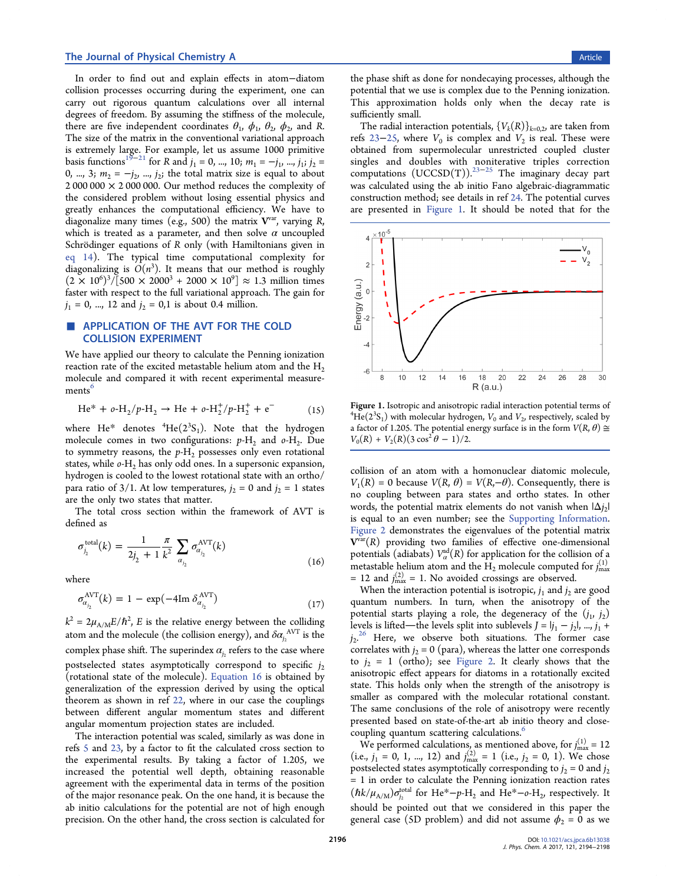In order to find out and explain effects in atom–diatom collision processes occurring during the experiment, one can carry out rigorous quantum calculations over all internal degrees of freedom. By assuming the stiffness of the molecule, there are five independent coordinates $\theta_1$, $\phi_1$, $\theta_2$, $\phi_2$, and $R$. The size of the matrix in the conventional variational approach is extremely large. For example, let us assume 1000 primitive basis functions[19−21] for $R$ and $j_1 = 0, ..., 10$; $m_1 = -j_1, ..., j_1$; $j_2 = 0, ..., 3$; $m_2 = -j_2, ..., j_2$; the total matrix size is equal to about $2\,000\,000 \times 2\,000\,000$. Our method reduces the complexity of the considered problem without losing essential physics and greatly enhances the computational efficiency. We have to diagonalize many times (e.g., 500) the matrix $\mathbf{V}^{\text{var}}$, varying $R$, which is treated as a parameter, and then solve $\alpha$ uncoupled Schrödinger equations of $R$ only (with Hamiltonians given in eq 14). The typical time computational complexity for diagonalizing is $O(n^3)$. It means that our method is roughly $(2 \times 10^6)^3/[500 \times 2000^3 + 2000 \times 10^9] \approx 1.3$ million times faster with respect to the full variational approach. The gain for $j_1 = 0, ..., 12$ and $j_2 = 0,1$ is about 0.4 million.

## APPLICATION OF THE AVT FOR THE COLD COLLISION EXPERIMENT

We have applied our theory to calculate the Penning ionization reaction rate of the excited metastable helium atom and the $H_2$ molecule and compared it with recent experimental measurements[6]

$$\text{He}^* + o\text{-H}_2/p\text{-H}_2 \rightarrow \text{He} + o\text{-H}_2^+/p\text{-H}_2^+ + e^- \tag{15}$$

where He* denotes $^4\text{He}(2^3\text{S}_1)$. Note that the hydrogen molecule comes in two configurations: $p$-$H_2$ and $o$-$H_2$. Due to symmetry reasons, the $p$-$H_2$ possesses only even rotational states, while $o$-$H_2$ has only odd ones. In a supersonic expansion, hydrogen is cooled to the lowest rotational state with an ortho/para ratio of 3/1. At low temperatures, $j_2 = 0$ and $j_2 = 1$ states are the only two states that matter.

The total cross section within the framework of AVT is defined as

$$\sigma_{j_2}^{\text{total}}(k) = \frac{1}{2j_2 + 1} \frac{\pi}{k^2} \sum_{\alpha_{j_2}} \sigma_{\alpha_{j_2}}^{\text{AVT}}(k) \tag{16}$$

where

$$\sigma_{\alpha_{j_2}}^{\text{AVT}}(k) = 1 - \exp(-4\,\text{Im}\,\delta_{\alpha_{j_2}}^{\text{AVT}}) \tag{17}$$

$k^2 = 2\mu_{\text{A/M}}E/\hbar^2$, $E$ is the relative energy between the colliding atom and the molecule (the collision energy), and $\delta\alpha_{j_2}^{\text{AVT}}$ is the complex phase shift. The superindex $\alpha_{j_2}$ refers to the case where postselected states asymptotically correspond to specific $j_2$ (rotational state of the molecule). Equation 16 is obtained by generalization of the expression derived by using the optical theorem as shown in ref 22, where in our case the couplings between different angular momentum states and different angular momentum projection states are included.

The interaction potential was scaled, similarly as was done in refs 5 and 23, by a factor to fit the calculated cross section to the experimental results. By taking a factor of 1.205, we increased the potential well depth, obtaining reasonable agreement with the experimental data in terms of the position of the major resonance peak. On the one hand, it is because the ab initio calculations for the potential are not of high enough precision. On the other hand, the cross section is calculated for the phase shift as done for nondecaying processes, although the potential that we use is complex due to the Penning ionization. This approximation holds only when the decay rate is sufficiently small.

The radial interaction potentials, $\{V_k(R)\}_{k=0,2}$, are taken from refs 23−25, where $V_0$ is complex and $V_2$ is real. These were obtained from supermolecular unrestricted coupled cluster singles and doubles with noniterative triples correction computations (UCCSD(T)).[23−25] The imaginary decay part was calculated using the ab initio Fano algebraic-diagrammatic construction method; see details in ref 24. The potential curves are presented in Figure 1. It should be noted that for the collision of an atom with a homonuclear diatomic molecule, $V_1(R) = 0$ because $V(R, \theta) = V(R, -\theta)$. Consequently, there is no coupling between para states and ortho states. In other words, the potential matrix elements do not vanish when $|\Delta j_2|$ is equal to an even number; see the Supporting Information. Figure 2 demonstrates the eigenvalues of the potential matrix $\mathbf{V}^{\text{var}}(R)$ providing two families of effective one-dimensional potentials (adiabats) $V_\alpha^{\text{ad}}(R)$ for application for the collision of a metastable helium atom and the $H_2$ molecule computed for $j_{\max}^{(1)} = 12$ and $j_{\max}^{(2)} = 1$. No avoided crossings are observed.

Figure 1. Isotropic and anisotropic radial interaction potential terms of $^4\text{He}(2^3\text{S}_1)$ with molecular hydrogen, $V_0$ and $V_2$, respectively, scaled by a factor of 1.205. The potential energy surface is in the form $V(R, \theta) \cong V_0(R) + V_2(R)(3\cos^2\theta - 1)/2$.

When the interaction potential is isotropic, $j_1$ and $j_2$ are good quantum numbers. In turn, when the anisotropy of the potential starts playing a role, the degeneracy of the $(j_1, j_2)$ levels is lifted—the levels split into sublevels $J = |j_1 - j_2|, ..., j_1 + j_2$.[26] Here, we observe both situations. The former case correlates with $j_2 = 0$ (para), whereas the latter one corresponds to $j_2 = 1$ (ortho); see Figure 2. It clearly shows that the anisotropic effect appears for diatoms in a rotationally excited state. This holds only when the strength of the anisotropy is smaller as compared with the molecular rotational constant. The same conclusions of the role of anisotropy were recently presented based on state-of-the-art ab initio theory and close-coupling quantum scattering calculations.[6]

We performed calculations, as mentioned above, for $j_{\max}^{(1)} = 12$ (i.e., $j_1 = 0, 1, ..., 12$) and $j_{\max}^{(2)} = 1$ (i.e., $j_2 = 0, 1$). We chose postselected states asymptotically corresponding to $j_2 = 0$ and $j_2 = 1$ in order to calculate the Penning ionization reaction rates $(\hbar k/\mu_{\text{A/M}})\sigma_{j_2}^{\text{total}}$ for He*−$p$-$H_2$ and He*−$o$-$H_2$, respectively. It should be pointed out that we considered in this paper the general case (5D problem) and did not assume $\phi_2 = 0$ as we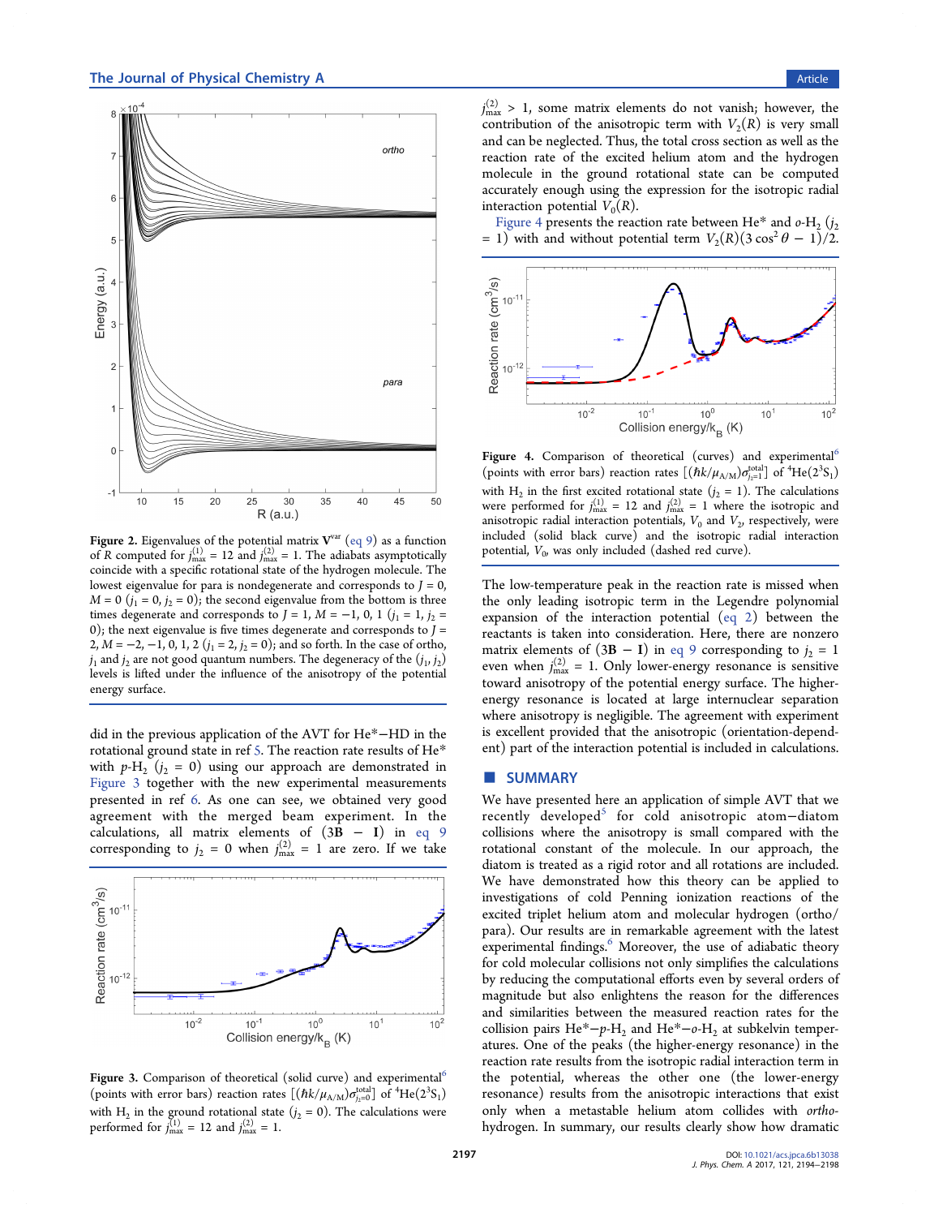Figure 2. Eigenvalues of the potential matrix $\mathbf{V}^{var}$ (eq 9) as a function of $R$ computed for $j_{max}^{(1)} = 12$ and $j_{max}^{(2)} = 1$. The adiabats asymptotically coincide with a specific rotational state of the hydrogen molecule. The lowest eigenvalue for para is nondegenerate and corresponds to $J = 0$, $M = 0$ ($j_1 = 0$, $j_2 = 0$); the second eigenvalue from the bottom is three times degenerate and corresponds to $J = 1$, $M = -1, 0, 1$ ($j_1 = 1$, $j_2 = 0$); the next eigenvalue is five times degenerate and corresponds to $J = 2$, $M = -2, -1, 0, 1, 2$ ($j_1 = 2$, $j_2 = 0$); and so forth. In the case of ortho, $j_1$ and $j_2$ are not good quantum numbers. The degeneracy of the ($j_1$, $j_2$) levels is lifted under the influence of the anisotropy of the potential energy surface.

did in the previous application of the AVT for He\*−HD in the rotational ground state in ref 5. The reaction rate results of He\* with $p$-$H_2$ ($j_2 = 0$) using our approach are demonstrated in Figure 3 together with the new experimental measurements presented in ref 6. As one can see, we obtained very good agreement with the merged beam experiment. In the calculations, all matrix elements of $(3\mathbf{B} - \mathbf{I})$ in eq 9 corresponding to $j_2 = 0$ when $j_{max}^{(2)} = 1$ are zero. If we take $j_{max}^{(2)} > 1$, some matrix elements do not vanish; however, the contribution of the anisotropic term with $V_2(R)$ is very small and can be neglected. Thus, the total cross section as well as the reaction rate of the excited helium atom and the hydrogen molecule in the ground rotational state can be computed accurately enough using the expression for the isotropic radial interaction potential $V_0(R)$.

Figure 3. Comparison of theoretical (solid curve) and experimental[6] (points with error bars) reaction rates $[(\hbar k/\mu_{A/M})\sigma_{j_2=0}^{total}]$ of $^4He(2^3S_1)$ with $H_2$ in the ground rotational state ($j_2 = 0$). The calculations were performed for $j_{max}^{(1)} = 12$ and $j_{max}^{(2)} = 1$.

Figure 4 presents the reaction rate between He\* and $o$-$H_2$ ($j_2 = 1$) with and without potential term $V_2(R)(3\cos^2\theta - 1)/2$.

Figure 4. Comparison of theoretical (curves) and experimental[6] (points with error bars) reaction rates $[(\hbar k/\mu_{A/M})\sigma_{j_2=1}^{total}]$ of $^4He(2^3S_1)$ with $H_2$ in the first excited rotational state ($j_2 = 1$). The calculations were performed for $j_{max}^{(1)} = 12$ and $j_{max}^{(2)} = 1$ where the isotropic and anisotropic radial interaction potentials, $V_0$ and $V_2$, respectively, were included (solid black curve) and the isotropic radial interaction potential, $V_0$, was only included (dashed red curve).

The low-temperature peak in the reaction rate is missed when the only leading isotropic term in the Legendre polynomial expansion of the interaction potential (eq 2) between the reactants is taken into consideration. Here, there are nonzero matrix elements of $(3\mathbf{B} - \mathbf{I})$ in eq 9 corresponding to $j_2 = 1$ even when $j_{max}^{(2)} = 1$. Only lower-energy resonance is sensitive toward anisotropy of the potential energy surface. The higher-energy resonance is located at large internuclear separation where anisotropy is negligible. The agreement with experiment is excellent provided that the anisotropic (orientation-dependent) part of the interaction potential is included in calculations.

## SUMMARY

We have presented here an application of simple AVT that we recently developed[5] for cold anisotropic atom−diatom collisions where the anisotropy is small compared with the rotational constant of the molecule. In our approach, the diatom is treated as a rigid rotor and all rotations are included. We have demonstrated how this theory can be applied to investigations of cold Penning ionization reactions of the excited triplet helium atom and molecular hydrogen (ortho/para). Our results are in remarkable agreement with the latest experimental findings.[6] Moreover, the use of adiabatic theory for cold molecular collisions not only simplifies the calculations by reducing the computational efforts even by several orders of magnitude but also enlightens the reason for the differences and similarities between the measured reaction rates for the collision pairs He\*−$p$-$H_2$ and He\*−$o$-$H_2$ at subkelvin temperatures. One of the peaks (the higher-energy resonance) in the reaction rate results from the isotropic radial interaction term in the potential, whereas the other one (the lower-energy resonance) results from the anisotropic interactions that exist only when a metastable helium atom collides with *ortho*-hydrogen. In summary, our results clearly show how dramatic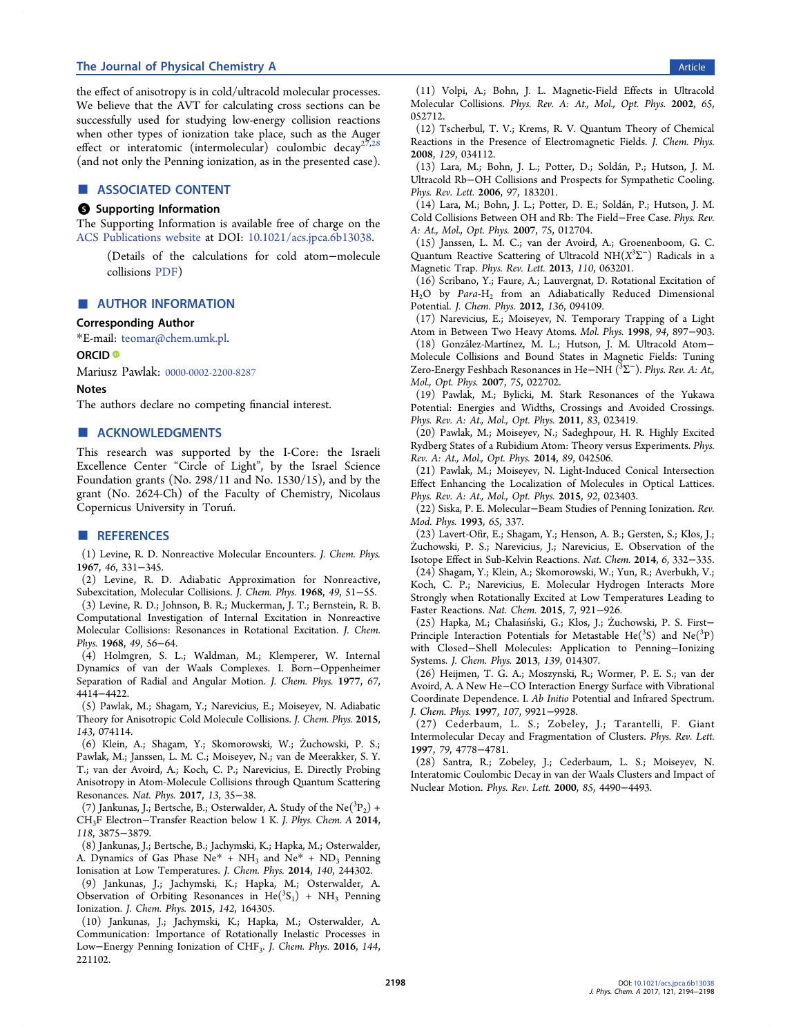the effect of anisotropy is in cold/ultracold molecular processes. We believe that the AVT for calculating cross sections can be successfully used for studying low-energy collision reactions when other types of ionization take place, such as the Auger effect or interatomic (intermolecular) coulombic decay[27,28] (and not only the Penning ionization, as in the presented case).

## ■ ASSOCIATED CONTENT

### Supporting Information

The Supporting Information is available free of charge on the ACS Publications website at DOI: 10.1021/acs.jpca.6b13038.

(Details of the calculations for cold atom−molecule collisions PDF)

## ■ AUTHOR INFORMATION

### Corresponding Author

*E-mail: teomar@chem.umk.pl.

### ORCID

Mariusz Pawlak: 0000-0002-2200-8287

### Notes

The authors declare no competing financial interest.

## ■ ACKNOWLEDGMENTS

This research was supported by the I-Core: the Israeli Excellence Center "Circle of Light", by the Israel Science Foundation grants (No. 298/11 and No. 1530/15), and by the grant (No. 2624-Ch) of the Faculty of Chemistry, Nicolaus Copernicus University in Toruń.

## ■ REFERENCES

(1) Levine, R. D. Nonreactive Molecular Encounters. *J. Chem. Phys.* **1967**, *46*, 331−345.

(2) Levine, R. D. Adiabatic Approximation for Nonreactive, Subexcitation, Molecular Collisions. *J. Chem. Phys.* **1968**, *49*, 51−55.

(3) Levine, R. D.; Johnson, B. R.; Muckerman, J. T.; Bernstein, R. B. Computational Investigation of Internal Excitation in Nonreactive Molecular Collisions: Resonances in Rotational Excitation. *J. Chem. Phys.* **1968**, *49*, 56−64.

(4) Holmgren, S. L.; Waldman, M.; Klemperer, W. Internal Dynamics of van der Waals Complexes. I. Born−Oppenheimer Separation of Radial and Angular Motion. *J. Chem. Phys.* **1977**, *67*, 4414−4422.

(5) Pawlak, M.; Shagam, Y.; Narevicius, E.; Moiseyev, N. Adiabatic Theory for Anisotropic Cold Molecule Collisions. *J. Chem. Phys.* **2015**, *143*, 074114.

(6) Klein, A.; Shagam, Y.; Skomorowski, W.; Żuchowski, P. S.; Pawlak, M.; Janssen, L. M. C.; Moiseyev, N.; van de Meerakker, S. Y. T.; van der Avoird, A.; Koch, C. P.; Narevicius, E. Directly Probing Anisotropy in Atom-Molecule Collisions through Quantum Scattering Resonances. *Nat. Phys.* **2017**, *13*, 35−38.

(7) Jankunas, J.; Bertsche, B.; Osterwalder, A. Study of the Ne($^3P_2$) + $CH_3F$ Electron−Transfer Reaction below 1 K. *J. Phys. Chem. A* **2014**, *118*, 3875−3879.

(8) Jankunas, J.; Bertsche, B.; Jachymski, K.; Hapka, M.; Osterwalder, A. Dynamics of Gas Phase Ne* + $NH_3$ and Ne* + $ND_3$ Penning Ionisation at Low Temperatures. *J. Chem. Phys.* **2014**, *140*, 244302.

(9) Jankunas, J.; Jachymski, K.; Hapka, M.; Osterwalder, A. Observation of Orbiting Resonances in He($^3S_1$) + $NH_3$ Penning Ionization. *J. Chem. Phys.* **2015**, *142*, 164305.

(10) Jankunas, J.; Jachymski, K.; Hapka, M.; Osterwalder, A. Communication: Importance of Rotationally Inelastic Processes in Low−Energy Penning Ionization of $CHF_3$. *J. Chem. Phys.* **2016**, *144*, 221102.

(11) Volpi, A.; Bohn, J. L. Magnetic-Field Effects in Ultracold Molecular Collisions. *Phys. Rev. A: At., Mol., Opt. Phys.* **2002**, *65*, 052712.

(12) Tscherbul, T. V.; Krems, R. V. Quantum Theory of Chemical Reactions in the Presence of Electromagnetic Fields. *J. Chem. Phys.* **2008**, *129*, 034112.

(13) Lara, M.; Bohn, J. L.; Potter, D.; Soldán, P.; Hutson, J. M. Ultracold Rb−OH Collisions and Prospects for Sympathetic Cooling. *Phys. Rev. Lett.* **2006**, *97*, 183201.

(14) Lara, M.; Bohn, J. L.; Potter, D. E.; Soldán, P.; Hutson, J. M. Cold Collisions Between OH and Rb: The Field−Free Case. *Phys. Rev. A: At., Mol., Opt. Phys.* **2007**, *75*, 012704.

(15) Janssen, L. M. C.; van der Avoird, A.; Groenenboom, G. C. Quantum Reactive Scattering of Ultracold NH($X^3\Sigma^-$) Radicals in a Magnetic Trap. *Phys. Rev. Lett.* **2013**, *110*, 063201.

(16) Scribano, Y.; Faure, A.; Lauvergnat, D. Rotational Excitation of $H_2O$ by *Para*-$H_2$ from an Adiabatically Reduced Dimensional Potential. *J. Chem. Phys.* **2012**, *136*, 094109.

(17) Narevicius, E.; Moiseyev, N. Temporary Trapping of a Light Atom in Between Two Heavy Atoms. *Mol. Phys.* **1998**, *94*, 897−903.

(18) González-Martínez, M. L.; Hutson, J. M. Ultracold Atom−Molecule Collisions and Bound States in Magnetic Fields: Tuning Zero-Energy Feshbach Resonances in He−NH ($^3\Sigma^-$). *Phys. Rev. A: At., Mol., Opt. Phys.* **2007**, *75*, 022702.

(19) Pawlak, M.; Bylicki, M. Stark Resonances of the Yukawa Potential: Energies and Widths, Crossings and Avoided Crossings. *Phys. Rev. A: At., Mol., Opt. Phys.* **2011**, *83*, 023419.

(20) Pawlak, M.; Moiseyev, N.; Sadeghpour, H. R. Highly Excited Rydberg States of a Rubidium Atom: Theory versus Experiments. *Phys. Rev. A: At., Mol., Opt. Phys.* **2014**, *89*, 042506.

(21) Pawlak, M.; Moiseyev, N. Light-Induced Conical Intersection Effect Enhancing the Localization of Molecules in Optical Lattices. *Phys. Rev. A: At., Mol., Opt. Phys.* **2015**, *92*, 023403.

(22) Siska, P. E. Molecular−Beam Studies of Penning Ionization. *Rev. Mod. Phys.* **1993**, *65*, 337.

(23) Lavert-Ofir, E.; Shagam, Y.; Henson, A. B.; Gersten, S.; Kłos, J.; Żuchowski, P. S.; Narevicius, J.; Narevicius, E. Observation of the Isotope Effect in Sub-Kelvin Reactions. *Nat. Chem.* **2014**, *6*, 332−335.

(24) Shagam, Y.; Klein, A.; Skomorowski, W.; Yun, R.; Averbukh, V.; Koch, C. P.; Narevicius, E. Molecular Hydrogen Interacts More Strongly when Rotationally Excited at Low Temperatures Leading to Faster Reactions. *Nat. Chem.* **2015**, *7*, 921−926.

(25) Hapka, M.; Chałasiński, G.; Kłos, J.; Żuchowski, P. S. First−Principle Interaction Potentials for Metastable He($^3S$) and Ne($^3P$) with Closed−Shell Molecules: Application to Penning−Ionizing Systems. *J. Chem. Phys.* **2013**, *139*, 014307.

(26) Heijmen, T. G. A.; Moszynski, R.; Wormer, P. E. S.; van der Avoird, A. A New He−CO Interaction Energy Surface with Vibrational Coordinate Dependence. I. *Ab Initio* Potential and Infrared Spectrum. *J. Chem. Phys.* **1997**, *107*, 9921−9928.

(27) Cederbaum, L. S.; Zobeley, J.; Tarantelli, F. Giant Intermolecular Decay and Fragmentation of Clusters. *Phys. Rev. Lett.* **1997**, *79*, 4778−4781.

(28) Santra, R.; Zobeley, J.; Cederbaum, L. S.; Moiseyev, N. Interatomic Coulombic Decay in van der Waals Clusters and Impact of Nuclear Motion. *Phys. Rev. Lett.* **2000**, *85*, 4490−4493.